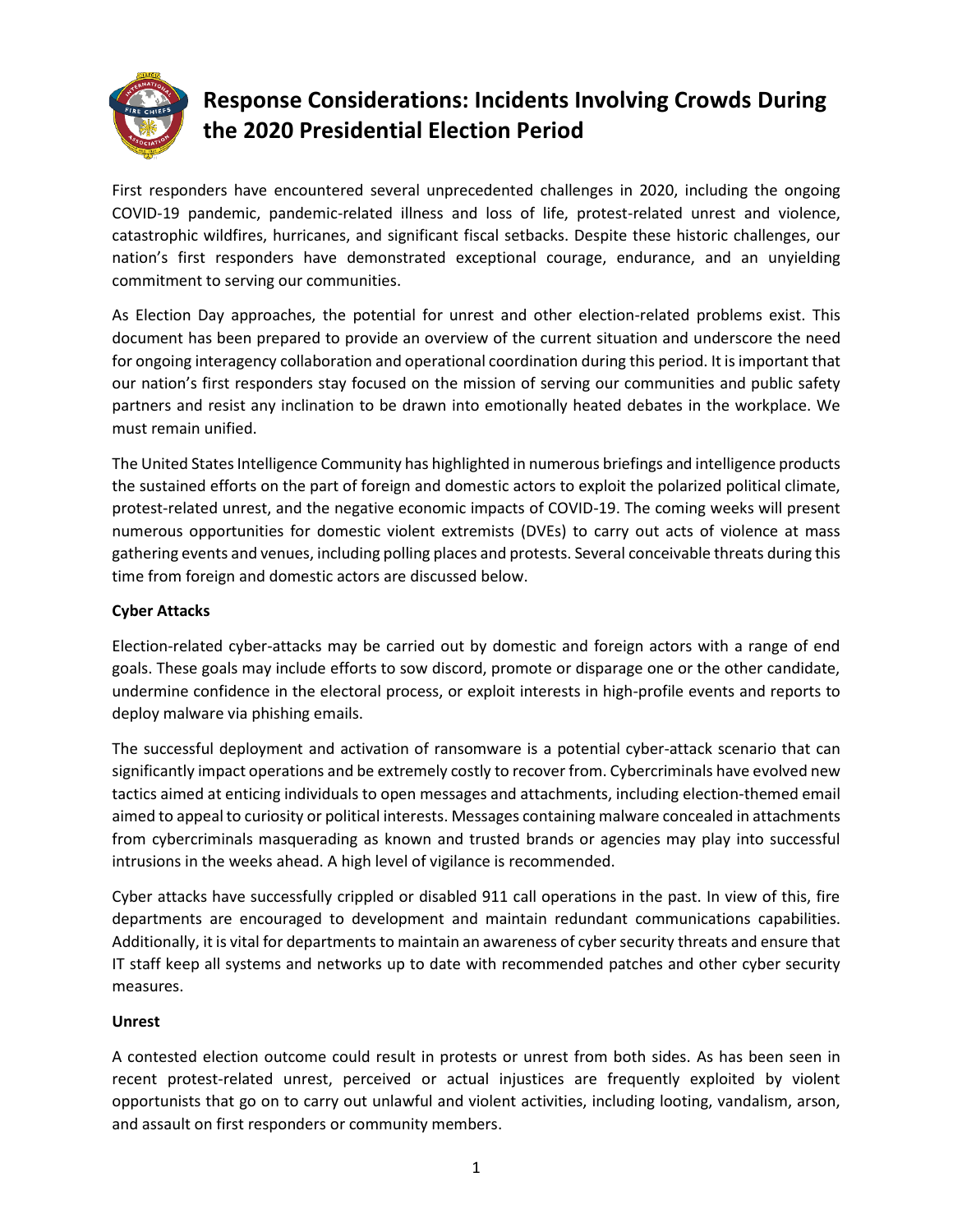# Response Considerations: Incidents Involving Crowds During the 2020 Presidential Election Period

First responders have encountered several unprecedented challenges in 2020, including the ongoing COVID-19 pandemic, pandemic-related illness and loss of life, protest-related unrest and violence, catastrophic wildfires, hurricanes, and significant fiscal setbacks. Despite these historic challenges, our nation's first responders have demonstrated exceptional courage, endurance, and an unyielding commitment to serving our communities.

As Election Day approaches, the potential for unrest and other election-related problems exist. This document has been prepared to provide an overview of the current situation and underscore the need for ongoing interagency collaboration and operational coordination during this period. It is important that our nation's first responders stay focused on the mission of serving our communities and public safety partners and resist any inclination to be drawn into emotionally heated debates in the workplace. We must remain unified.

The United States Intelligence Community has highlighted in numerous briefings and intelligence products the sustained efforts on the part of foreign and domestic actors to exploit the polarized political climate, protest-related unrest, and the negative economic impacts of COVID-19. The coming weeks will present numerous opportunities for domestic violent extremists (DVEs) to carry out acts of violence at mass gathering events and venues, including polling places and protests. Several conceivable threats during this time from foreign and domestic actors are discussed below.

**Cyber Attacks**

Election-related cyber-attacks may be carried out by domestic and foreign actors with a range of end goals. These goals may include efforts to sow discord, promote or disparage one or the other candidate, undermine confidence in the electoral process, or exploit interests in high-profile events and reports to deploy malware via phishing emails.

The successful deployment and activation of ransomware is a potential cyber-attack scenario that can significantly impact operations and be extremely costly to recover from. Cybercriminals have evolved new tactics aimed at enticing individuals to open messages and attachments, including election-themed email aimed to appeal to curiosity or political interests. Messages containing malware concealed in attachments from cybercriminals masquerading as known and trusted brands or agencies may play into successful intrusions in the weeks ahead. A high level of vigilance is recommended.

Cyber attacks have successfully crippled or disabled 911 call operations in the past. In view of this, fire departments are encouraged to development and maintain redundant communications capabilities. Additionally, it is vital for departments to maintain an awareness of cyber security threats and ensure that IT staff keep all systems and networks up to date with recommended patches and other cyber security measures.

**Unrest**

A contested election outcome could result in protests or unrest from both sides. As has been seen in recent protest-related unrest, perceived or actual injustices are frequently exploited by violent opportunists that go on to carry out unlawful and violent activities, including looting, vandalism, arson, and assault on first responders or community members.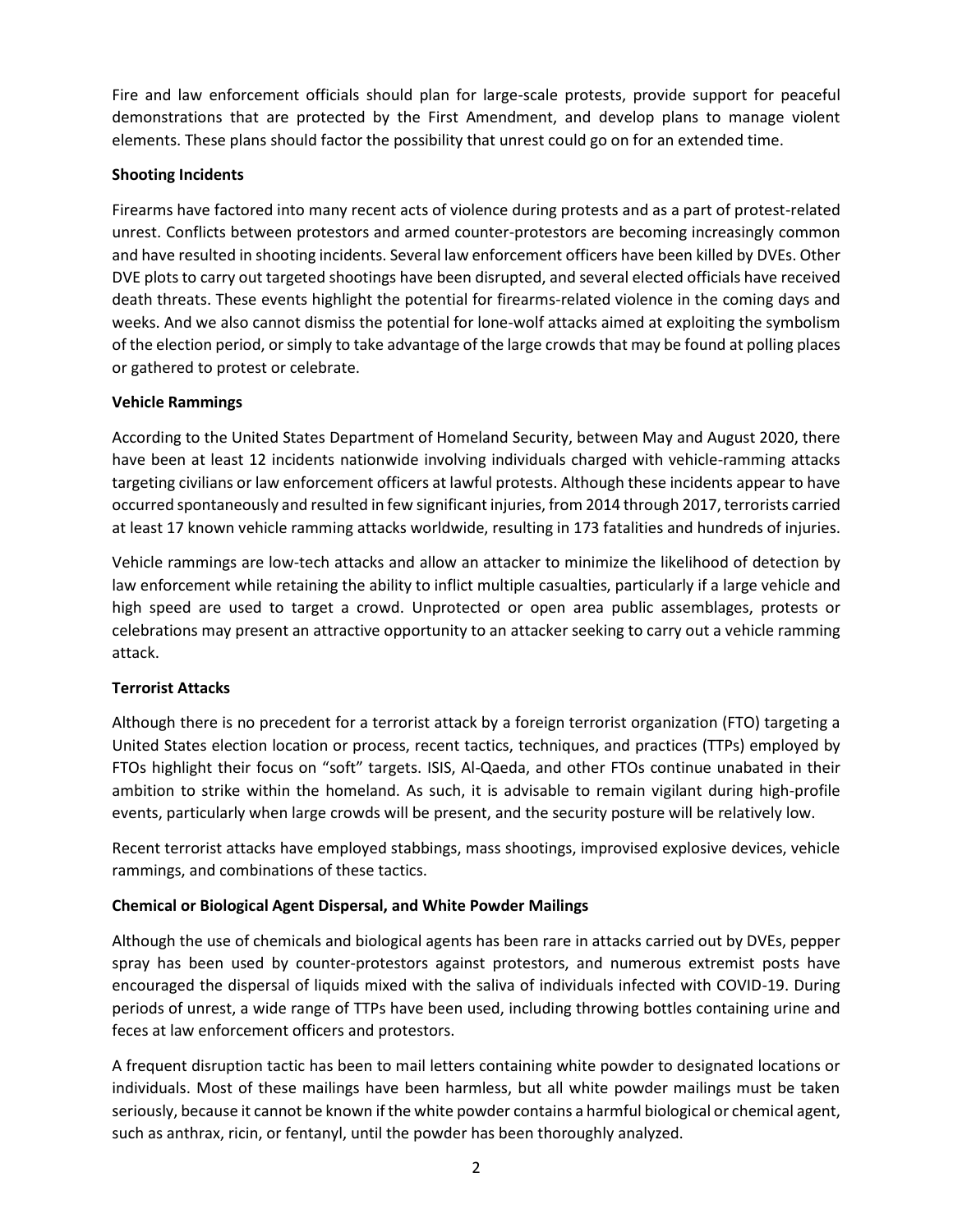Fire and law enforcement officials should plan for large-scale protests, provide support for peaceful demonstrations that are protected by the First Amendment, and develop plans to manage violent elements. These plans should factor the possibility that unrest could go on for an extended time.

**Shooting Incidents**

Firearms have factored into many recent acts of violence during protests and as a part of protest-related unrest. Conflicts between protestors and armed counter-protestors are becoming increasingly common and have resulted in shooting incidents. Several law enforcement officers have been killed by DVEs. Other DVE plots to carry out targeted shootings have been disrupted, and several elected officials have received death threats. These events highlight the potential for firearms-related violence in the coming days and weeks. And we also cannot dismiss the potential for lone-wolf attacks aimed at exploiting the symbolism of the election period, or simply to take advantage of the large crowds that may be found at polling places or gathered to protest or celebrate.

**Vehicle Rammings**

According to the United States Department of Homeland Security, between May and August 2020, there have been at least 12 incidents nationwide involving individuals charged with vehicle-ramming attacks targeting civilians or law enforcement officers at lawful protests. Although these incidents appear to have occurred spontaneously and resulted in few significant injuries, from 2014 through 2017, terrorists carried at least 17 known vehicle ramming attacks worldwide, resulting in 173 fatalities and hundreds of injuries.

Vehicle rammings are low-tech attacks and allow an attacker to minimize the likelihood of detection by law enforcement while retaining the ability to inflict multiple casualties, particularly if a large vehicle and high speed are used to target a crowd. Unprotected or open area public assemblages, protests or celebrations may present an attractive opportunity to an attacker seeking to carry out a vehicle ramming attack.

**Terrorist Attacks**

Although there is no precedent for a terrorist attack by a foreign terrorist organization (FTO) targeting a United States election location or process, recent tactics, techniques, and practices (TTPs) employed by FTOs highlight their focus on "soft" targets. ISIS, Al-Qaeda, and other FTOs continue unabated in their ambition to strike within the homeland. As such, it is advisable to remain vigilant during high-profile events, particularly when large crowds will be present, and the security posture will be relatively low.

Recent terrorist attacks have employed stabbings, mass shootings, improvised explosive devices, vehicle rammings, and combinations of these tactics.

**Chemical or Biological Agent Dispersal, and White Powder Mailings**

Although the use of chemicals and biological agents has been rare in attacks carried out by DVEs, pepper spray has been used by counter-protestors against protestors, and numerous extremist posts have encouraged the dispersal of liquids mixed with the saliva of individuals infected with COVID-19. During periods of unrest, a wide range of TTPs have been used, including throwing bottles containing urine and feces at law enforcement officers and protestors.

A frequent disruption tactic has been to mail letters containing white powder to designated locations or individuals. Most of these mailings have been harmless, but all white powder mailings must be taken seriously, because it cannot be known if the white powder contains a harmful biological or chemical agent, such as anthrax, ricin, or fentanyl, until the powder has been thoroughly analyzed.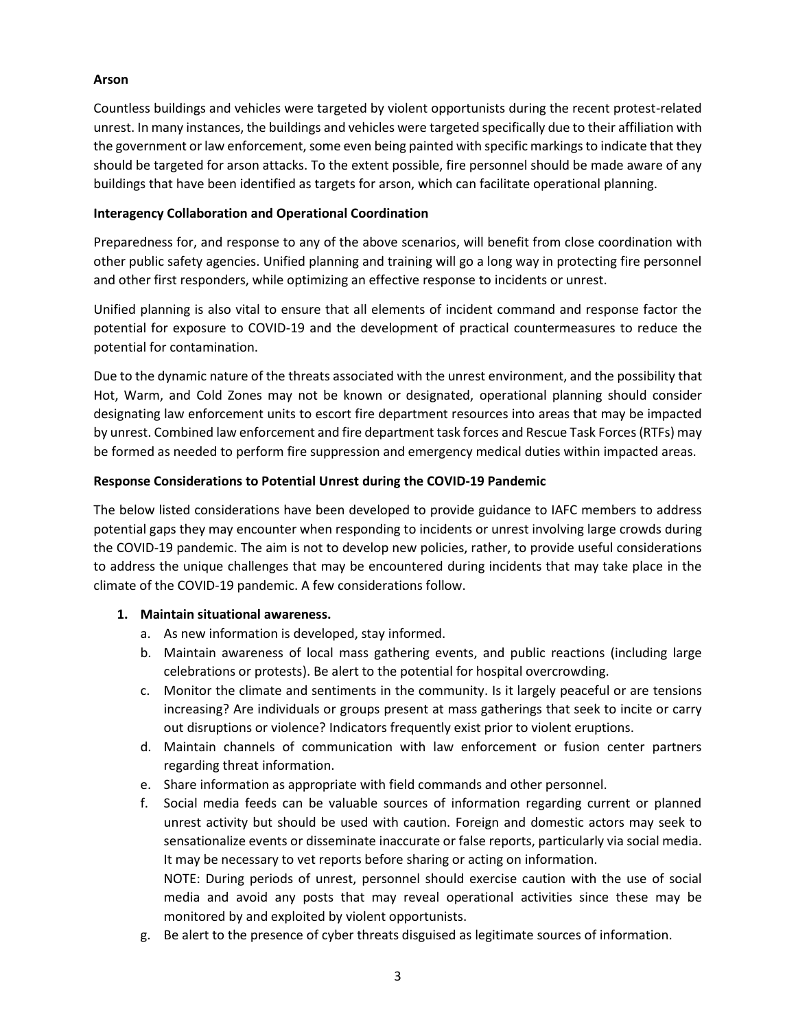**Arson**

Countless buildings and vehicles were targeted by violent opportunists during the recent protest-related unrest. In many instances, the buildings and vehicles were targeted specifically due to their affiliation with the government or law enforcement, some even being painted with specific markings to indicate that they should be targeted for arson attacks. To the extent possible, fire personnel should be made aware of any buildings that have been identified as targets for arson, which can facilitate operational planning.

**Interagency Collaboration and Operational Coordination**

Preparedness for, and response to any of the above scenarios, will benefit from close coordination with other public safety agencies. Unified planning and training will go a long way in protecting fire personnel and other first responders, while optimizing an effective response to incidents or unrest.

Unified planning is also vital to ensure that all elements of incident command and response factor the potential for exposure to COVID-19 and the development of practical countermeasures to reduce the potential for contamination.

Due to the dynamic nature of the threats associated with the unrest environment, and the possibility that Hot, Warm, and Cold Zones may not be known or designated, operational planning should consider designating law enforcement units to escort fire department resources into areas that may be impacted by unrest. Combined law enforcement and fire department task forces and Rescue Task Forces (RTFs) may be formed as needed to perform fire suppression and emergency medical duties within impacted areas.

**Response Considerations to Potential Unrest during the COVID-19 Pandemic**

The below listed considerations have been developed to provide guidance to IAFC members to address potential gaps they may encounter when responding to incidents or unrest involving large crowds during the COVID-19 pandemic. The aim is not to develop new policies, rather, to provide useful considerations to address the unique challenges that may be encountered during incidents that may take place in the climate of the COVID-19 pandemic. A few considerations follow.

1. **Maintain situational awareness.**
   a. As new information is developed, stay informed.
   b. Maintain awareness of local mass gathering events, and public reactions (including large celebrations or protests). Be alert to the potential for hospital overcrowding.
   c. Monitor the climate and sentiments in the community. Is it largely peaceful or are tensions increasing? Are individuals or groups present at mass gatherings that seek to incite or carry out disruptions or violence? Indicators frequently exist prior to violent eruptions.
   d. Maintain channels of communication with law enforcement or fusion center partners regarding threat information.
   e. Share information as appropriate with field commands and other personnel.
   f. Social media feeds can be valuable sources of information regarding current or planned unrest activity but should be used with caution. Foreign and domestic actors may seek to sensationalize events or disseminate inaccurate or false reports, particularly via social media. It may be necessary to vet reports before sharing or acting on information.
   NOTE: During periods of unrest, personnel should exercise caution with the use of social media and avoid any posts that may reveal operational activities since these may be monitored by and exploited by violent opportunists.
   g. Be alert to the presence of cyber threats disguised as legitimate sources of information.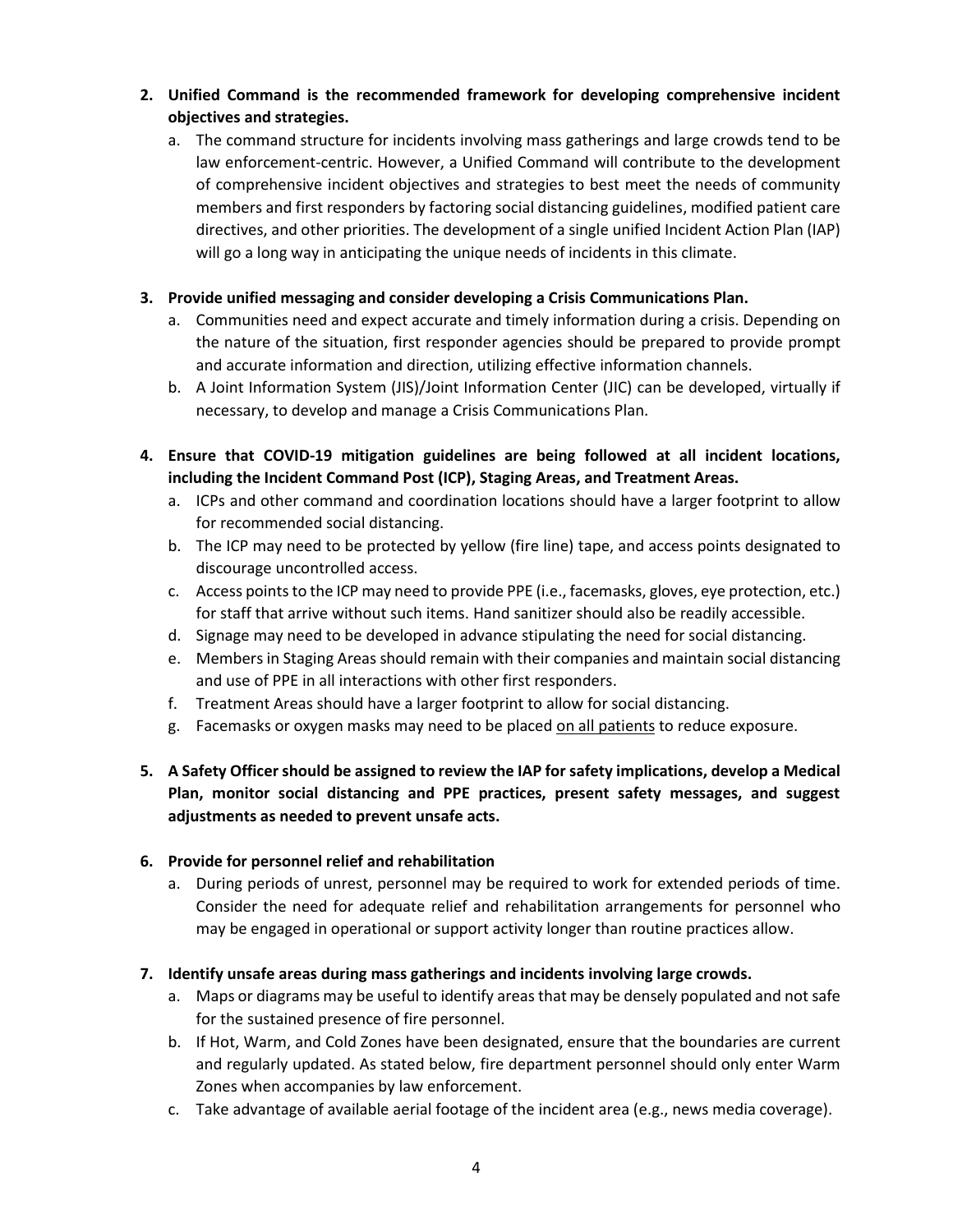2. **Unified Command is the recommended framework for developing comprehensive incident objectives and strategies.**
   a. The command structure for incidents involving mass gatherings and large crowds tend to be law enforcement-centric. However, a Unified Command will contribute to the development of comprehensive incident objectives and strategies to best meet the needs of community members and first responders by factoring social distancing guidelines, modified patient care directives, and other priorities. The development of a single unified Incident Action Plan (IAP) will go a long way in anticipating the unique needs of incidents in this climate.

3. **Provide unified messaging and consider developing a Crisis Communications Plan.**
   a. Communities need and expect accurate and timely information during a crisis. Depending on the nature of the situation, first responder agencies should be prepared to provide prompt and accurate information and direction, utilizing effective information channels.
   b. A Joint Information System (JIS)/Joint Information Center (JIC) can be developed, virtually if necessary, to develop and manage a Crisis Communications Plan.

4. **Ensure that COVID-19 mitigation guidelines are being followed at all incident locations, including the Incident Command Post (ICP), Staging Areas, and Treatment Areas.**
   a. ICPs and other command and coordination locations should have a larger footprint to allow for recommended social distancing.
   b. The ICP may need to be protected by yellow (fire line) tape, and access points designated to discourage uncontrolled access.
   c. Access points to the ICP may need to provide PPE (i.e., facemasks, gloves, eye protection, etc.) for staff that arrive without such items. Hand sanitizer should also be readily accessible.
   d. Signage may need to be developed in advance stipulating the need for social distancing.
   e. Members in Staging Areas should remain with their companies and maintain social distancing and use of PPE in all interactions with other first responders.
   f. Treatment Areas should have a larger footprint to allow for social distancing.
   g. Facemasks or oxygen masks may need to be placed <u>on all patients</u> to reduce exposure.

5. **A Safety Officer should be assigned to review the IAP for safety implications, develop a Medical Plan, monitor social distancing and PPE practices, present safety messages, and suggest adjustments as needed to prevent unsafe acts.**

6. **Provide for personnel relief and rehabilitation**
   a. During periods of unrest, personnel may be required to work for extended periods of time. Consider the need for adequate relief and rehabilitation arrangements for personnel who may be engaged in operational or support activity longer than routine practices allow.

7. **Identify unsafe areas during mass gatherings and incidents involving large crowds.**
   a. Maps or diagrams may be useful to identify areas that may be densely populated and not safe for the sustained presence of fire personnel.
   b. If Hot, Warm, and Cold Zones have been designated, ensure that the boundaries are current and regularly updated. As stated below, fire department personnel should only enter Warm Zones when accompanies by law enforcement.
   c. Take advantage of available aerial footage of the incident area (e.g., news media coverage).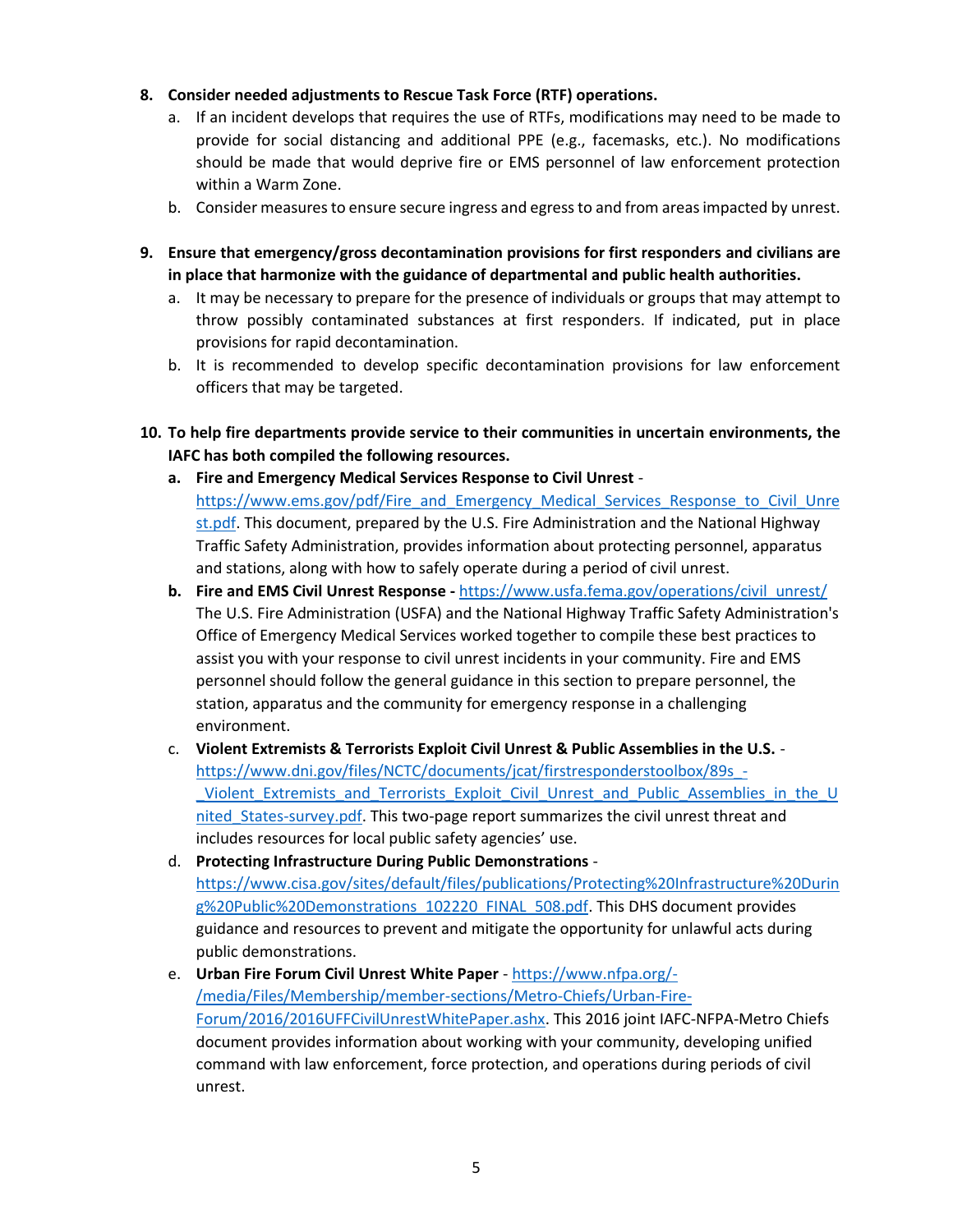8. **Consider needed adjustments to Rescue Task Force (RTF) operations.**
    a. If an incident develops that requires the use of RTFs, modifications may need to be made to provide for social distancing and additional PPE (e.g., facemasks, etc.). No modifications should be made that would deprive fire or EMS personnel of law enforcement protection within a Warm Zone.
    b. Consider measures to ensure secure ingress and egress to and from areas impacted by unrest.

9. **Ensure that emergency/gross decontamination provisions for first responders and civilians are in place that harmonize with the guidance of departmental and public health authorities.**
    a. It may be necessary to prepare for the presence of individuals or groups that may attempt to throw possibly contaminated substances at first responders. If indicated, put in place provisions for rapid decontamination.
    b. It is recommended to develop specific decontamination provisions for law enforcement officers that may be targeted.

10. **To help fire departments provide service to their communities in uncertain environments, the IAFC has both compiled the following resources.**
    a. **Fire and Emergency Medical Services Response to Civil Unrest** - https://www.ems.gov/pdf/Fire_and_Emergency_Medical_Services_Response_to_Civil_Unrest.pdf. This document, prepared by the U.S. Fire Administration and the National Highway Traffic Safety Administration, provides information about protecting personnel, apparatus and stations, along with how to safely operate during a period of civil unrest.
    b. **Fire and EMS Civil Unrest Response -** https://www.usfa.fema.gov/operations/civil_unrest/ The U.S. Fire Administration (USFA) and the National Highway Traffic Safety Administration's Office of Emergency Medical Services worked together to compile these best practices to assist you with your response to civil unrest incidents in your community. Fire and EMS personnel should follow the general guidance in this section to prepare personnel, the station, apparatus and the community for emergency response in a challenging environment.
    c. **Violent Extremists & Terrorists Exploit Civil Unrest & Public Assemblies in the U.S.** - https://www.dni.gov/files/NCTC/documents/jcat/firstresponderstoolbox/89s_-_Violent_Extremists_and_Terrorists_Exploit_Civil_Unrest_and_Public_Assemblies_in_the_United_States-survey.pdf. This two-page report summarizes the civil unrest threat and includes resources for local public safety agencies' use.
    d. **Protecting Infrastructure During Public Demonstrations** - https://www.cisa.gov/sites/default/files/publications/Protecting%20Infrastructure%20During%20Public%20Demonstrations_102220_FINAL_508.pdf. This DHS document provides guidance and resources to prevent and mitigate the opportunity for unlawful acts during public demonstrations.
    e. **Urban Fire Forum Civil Unrest White Paper** - https://www.nfpa.org/-/media/Files/Membership/member-sections/Metro-Chiefs/Urban-Fire-Forum/2016/2016UFFCivilUnrestWhitePaper.ashx. This 2016 joint IAFC-NFPA-Metro Chiefs document provides information about working with your community, developing unified command with law enforcement, force protection, and operations during periods of civil unrest.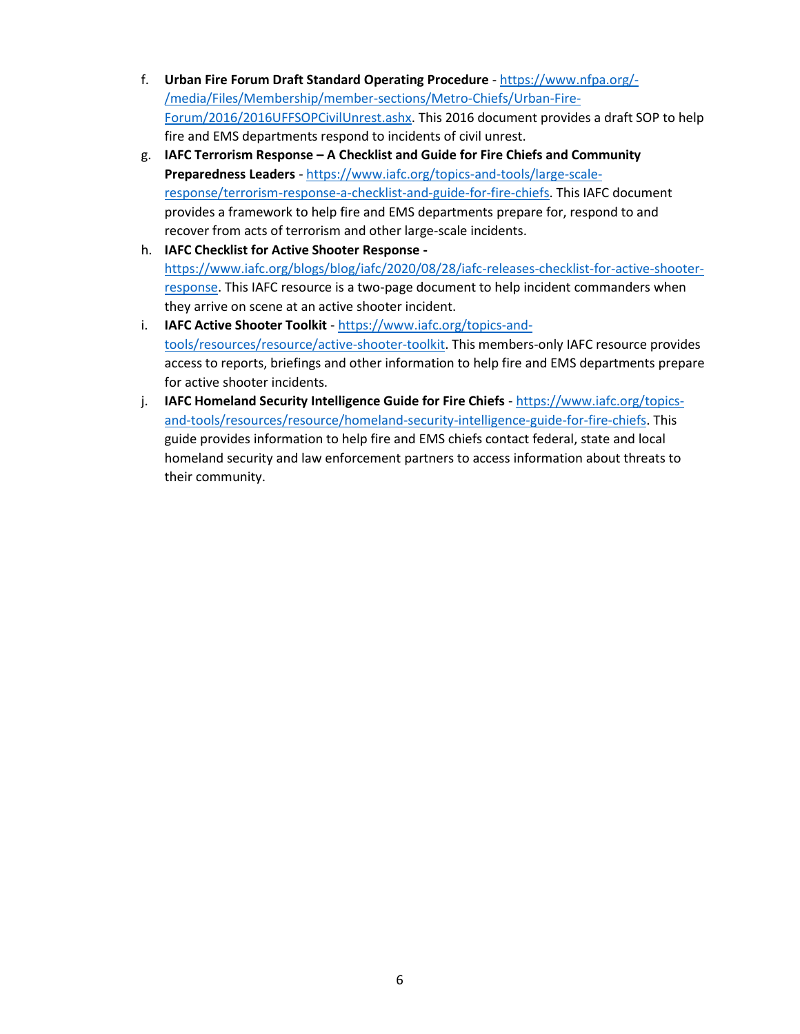f. **Urban Fire Forum Draft Standard Operating Procedure** - https://www.nfpa.org/-/media/Files/Membership/member-sections/Metro-Chiefs/Urban-Fire-Forum/2016/2016UFFSOPCivilUnrest.ashx. This 2016 document provides a draft SOP to help fire and EMS departments respond to incidents of civil unrest.

g. **IAFC Terrorism Response – A Checklist and Guide for Fire Chiefs and Community Preparedness Leaders** - https://www.iafc.org/topics-and-tools/large-scale-response/terrorism-response-a-checklist-and-guide-for-fire-chiefs. This IAFC document provides a framework to help fire and EMS departments prepare for, respond to and recover from acts of terrorism and other large-scale incidents.

h. **IAFC Checklist for Active Shooter Response -** https://www.iafc.org/blogs/blog/iafc/2020/08/28/iafc-releases-checklist-for-active-shooter-response. This IAFC resource is a two-page document to help incident commanders when they arrive on scene at an active shooter incident.

i. **IAFC Active Shooter Toolkit** - https://www.iafc.org/topics-and-tools/resources/resource/active-shooter-toolkit. This members-only IAFC resource provides access to reports, briefings and other information to help fire and EMS departments prepare for active shooter incidents.

j. **IAFC Homeland Security Intelligence Guide for Fire Chiefs** - https://www.iafc.org/topics-and-tools/resources/resource/homeland-security-intelligence-guide-for-fire-chiefs. This guide provides information to help fire and EMS chiefs contact federal, state and local homeland security and law enforcement partners to access information about threats to their community.